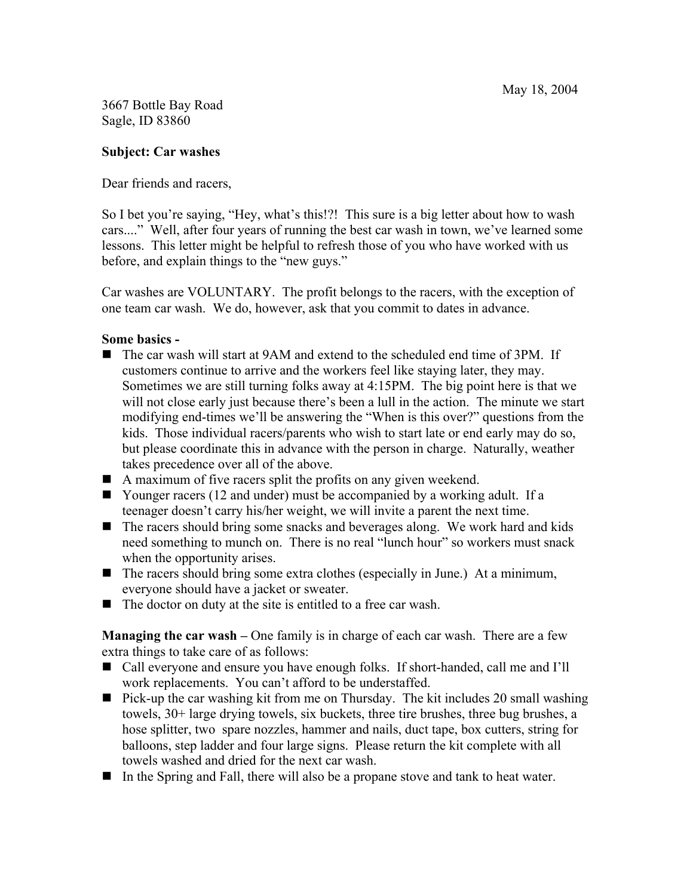May 18, 2004

3667 Bottle Bay Road
Sagle, ID 83860

**Subject: Car washes**

Dear friends and racers,

So I bet you're saying, "Hey, what's this!?! This sure is a big letter about how to wash cars...." Well, after four years of running the best car wash in town, we've learned some lessons. This letter might be helpful to refresh those of you who have worked with us before, and explain things to the "new guys."

Car washes are VOLUNTARY. The profit belongs to the racers, with the exception of one team car wash. We do, however, ask that you commit to dates in advance.

**Some basics -**

- The car wash will start at 9AM and extend to the scheduled end time of 3PM. If customers continue to arrive and the workers feel like staying later, they may. Sometimes we are still turning folks away at 4:15PM. The big point here is that we will not close early just because there's been a lull in the action. The minute we start modifying end-times we'll be answering the "When is this over?" questions from the kids. Those individual racers/parents who wish to start late or end early may do so, but please coordinate this in advance with the person in charge. Naturally, weather takes precedence over all of the above.
- A maximum of five racers split the profits on any given weekend.
- Younger racers (12 and under) must be accompanied by a working adult. If a teenager doesn't carry his/her weight, we will invite a parent the next time.
- The racers should bring some snacks and beverages along. We work hard and kids need something to munch on. There is no real "lunch hour" so workers must snack when the opportunity arises.
- The racers should bring some extra clothes (especially in June.) At a minimum, everyone should have a jacket or sweater.
- The doctor on duty at the site is entitled to a free car wash.

**Managing the car wash –** One family is in charge of each car wash. There are a few extra things to take care of as follows:

- Call everyone and ensure you have enough folks. If short-handed, call me and I'll work replacements. You can't afford to be understaffed.
- Pick-up the car washing kit from me on Thursday. The kit includes 20 small washing towels, 30+ large drying towels, six buckets, three tire brushes, three bug brushes, a hose splitter, two spare nozzles, hammer and nails, duct tape, box cutters, string for balloons, step ladder and four large signs. Please return the kit complete with all towels washed and dried for the next car wash.
- In the Spring and Fall, there will also be a propane stove and tank to heat water.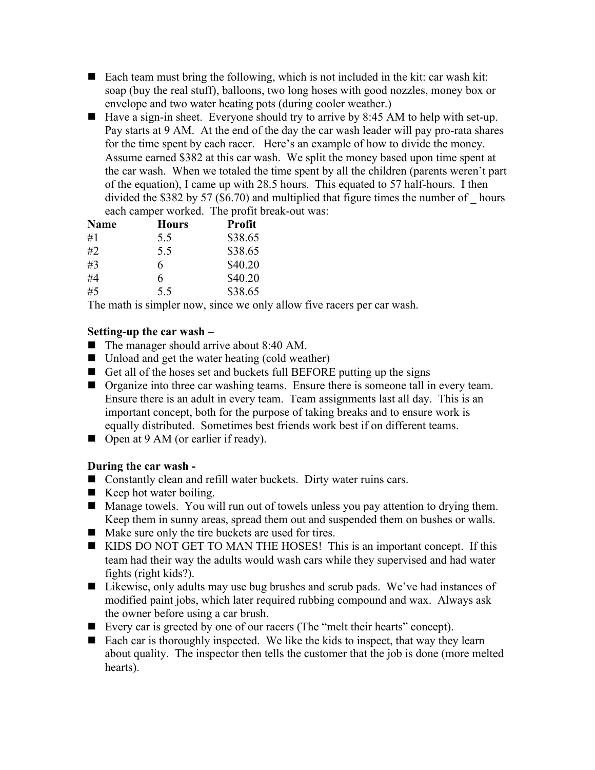- Each team must bring the following, which is not included in the kit: car wash kit: soap (buy the real stuff), balloons, two long hoses with good nozzles, money box or envelope and two water heating pots (during cooler weather.)
- Have a sign-in sheet. Everyone should try to arrive by 8:45 AM to help with set-up. Pay starts at 9 AM. At the end of the day the car wash leader will pay pro-rata shares for the time spent by each racer. Here's an example of how to divide the money. Assume earned $382 at this car wash. We split the money based upon time spent at the car wash. When we totaled the time spent by all the children (parents weren't part of the equation), I came up with 28.5 hours. This equated to 57 half-hours. I then divided the $382 by 57 ($6.70) and multiplied that figure times the number of _ hours each camper worked. The profit break-out was:

| **Name** | **Hours** | **Profit** |
|---|---|---|
| #1 | 5.5 | $38.65 |
| #2 | 5.5 | $38.65 |
| #3 | 6 | $40.20 |
| #4 | 6 | $40.20 |
| #5 | 5.5 | $38.65 |

The math is simpler now, since we only allow five racers per car wash.

**Setting-up the car wash –**

- The manager should arrive about 8:40 AM.
- Unload and get the water heating (cold weather)
- Get all of the hoses set and buckets full BEFORE putting up the signs
- Organize into three car washing teams. Ensure there is someone tall in every team. Ensure there is an adult in every team. Team assignments last all day. This is an important concept, both for the purpose of taking breaks and to ensure work is equally distributed. Sometimes best friends work best if on different teams.
- Open at 9 AM (or earlier if ready).

**During the car wash -**

- Constantly clean and refill water buckets. Dirty water ruins cars.
- Keep hot water boiling.
- Manage towels. You will run out of towels unless you pay attention to drying them. Keep them in sunny areas, spread them out and suspended them on bushes or walls.
- Make sure only the tire buckets are used for tires.
- KIDS DO NOT GET TO MAN THE HOSES! This is an important concept. If this team had their way the adults would wash cars while they supervised and had water fights (right kids?).
- Likewise, only adults may use bug brushes and scrub pads. We've had instances of modified paint jobs, which later required rubbing compound and wax. Always ask the owner before using a car brush.
- Every car is greeted by one of our racers (The "melt their hearts" concept).
- Each car is thoroughly inspected. We like the kids to inspect, that way they learn about quality. The inspector then tells the customer that the job is done (more melted hearts).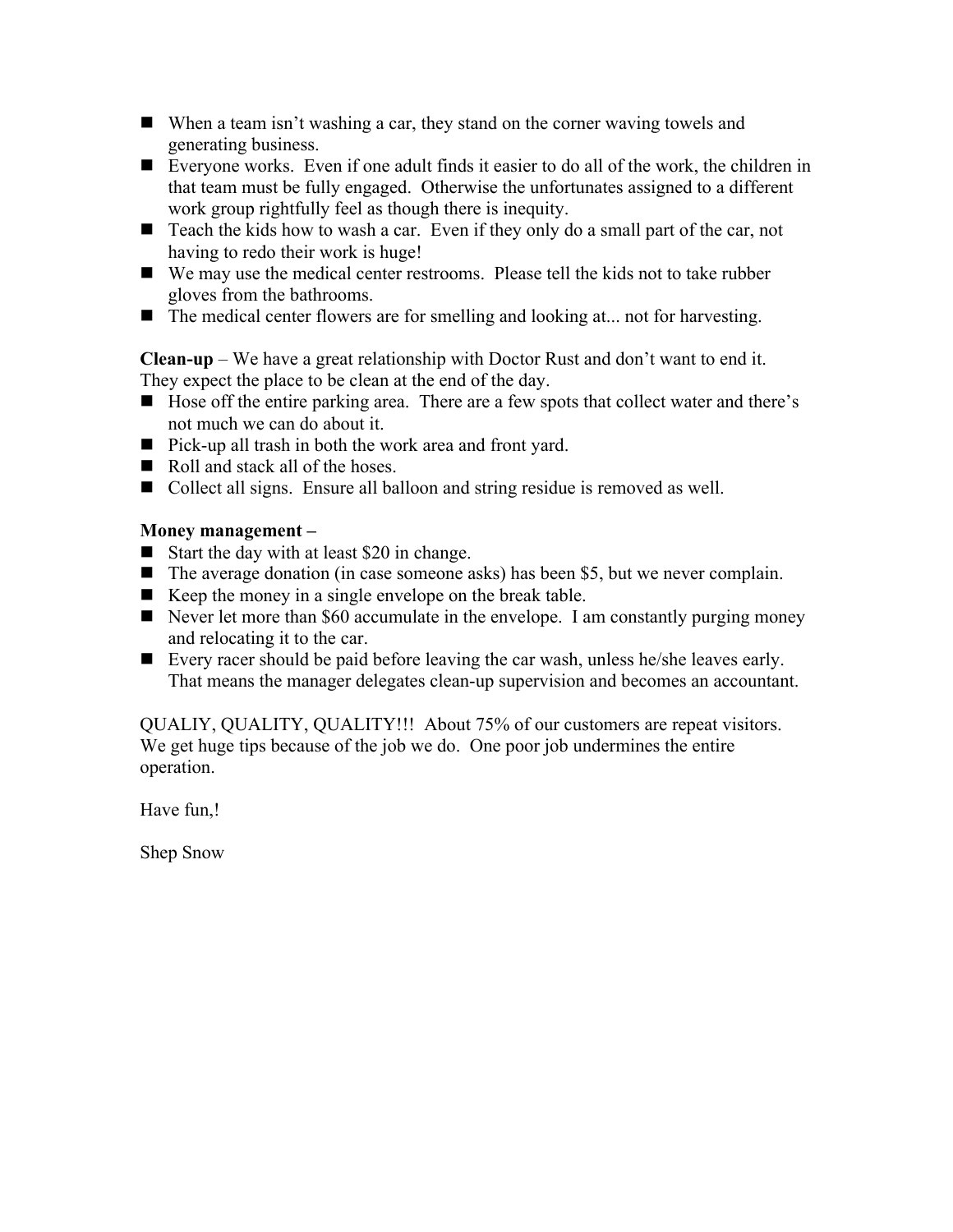- When a team isn't washing a car, they stand on the corner waving towels and generating business.
- Everyone works. Even if one adult finds it easier to do all of the work, the children in that team must be fully engaged. Otherwise the unfortunates assigned to a different work group rightfully feel as though there is inequity.
- Teach the kids how to wash a car. Even if they only do a small part of the car, not having to redo their work is huge!
- We may use the medical center restrooms. Please tell the kids not to take rubber gloves from the bathrooms.
- The medical center flowers are for smelling and looking at... not for harvesting.

**Clean-up** – We have a great relationship with Doctor Rust and don't want to end it. They expect the place to be clean at the end of the day.

- Hose off the entire parking area. There are a few spots that collect water and there's not much we can do about it.
- Pick-up all trash in both the work area and front yard.
- Roll and stack all of the hoses.
- Collect all signs. Ensure all balloon and string residue is removed as well.

**Money management –**

- Start the day with at least $20 in change.
- The average donation (in case someone asks) has been $5, but we never complain.
- Keep the money in a single envelope on the break table.
- Never let more than $60 accumulate in the envelope. I am constantly purging money and relocating it to the car.
- Every racer should be paid before leaving the car wash, unless he/she leaves early. That means the manager delegates clean-up supervision and becomes an accountant.

QUALIY, QUALITY, QUALITY!!! About 75% of our customers are repeat visitors. We get huge tips because of the job we do. One poor job undermines the entire operation.

Have fun,!

Shep Snow